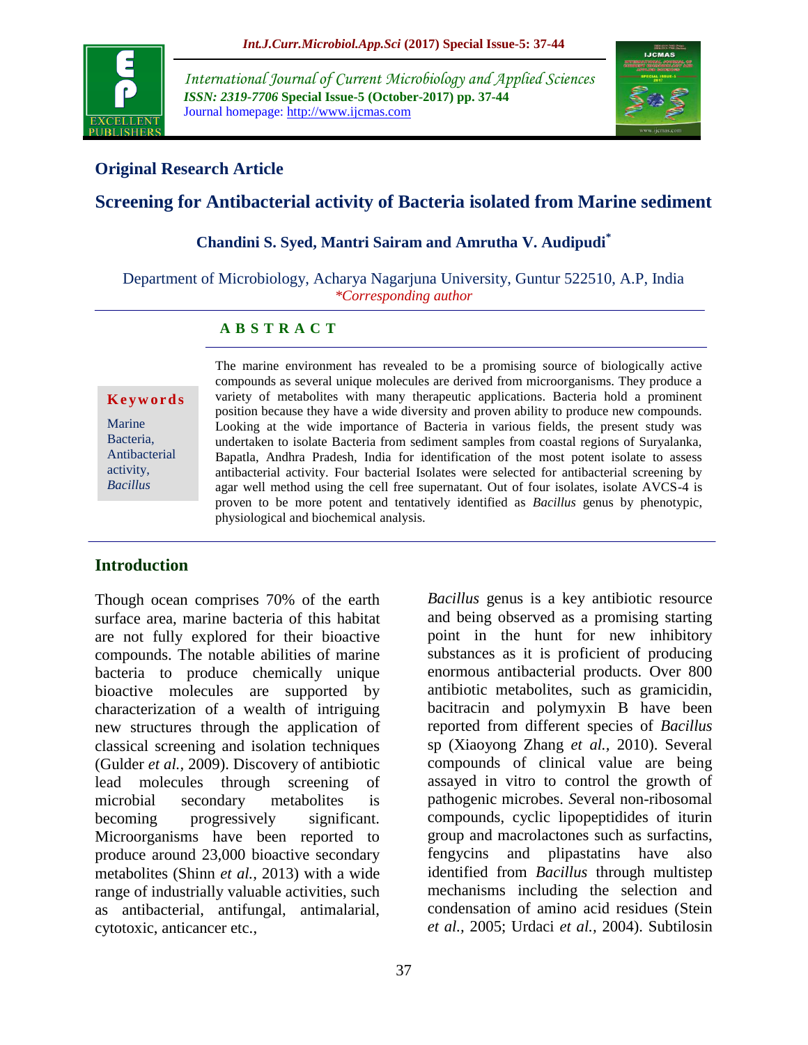**Original Research Article**

# Screening for Antibacterial activity of Bacteria isolated from Marine sediment

**Chandini S. Syed, Mantri Sairam and Amrutha V. Audipudi***

Department of Microbiology, Acharya Nagarjuna University, Guntur 522510, A.P, India
*Corresponding author

## ABSTRACT

**Keywords**

Marine Bacteria, Antibacterial activity, *Bacillus*

The marine environment has revealed to be a promising source of biologically active compounds as several unique molecules are derived from microorganisms. They produce a variety of metabolites with many therapeutic applications. Bacteria hold a prominent position because they have a wide diversity and proven ability to produce new compounds. Looking at the wide importance of Bacteria in various fields, the present study was undertaken to isolate Bacteria from sediment samples from coastal regions of Suryalanka, Bapatla, Andhra Pradesh, India for identification of the most potent isolate to assess antibacterial activity. Four bacterial Isolates were selected for antibacterial screening by agar well method using the cell free supernatant. Out of four isolates, isolate AVCS-4 is proven to be more potent and tentatively identified as *Bacillus* genus by phenotypic, physiological and biochemical analysis.

## Introduction

Though ocean comprises 70% of the earth surface area, marine bacteria of this habitat are not fully explored for their bioactive compounds. The notable abilities of marine bacteria to produce chemically unique bioactive molecules are supported by characterization of a wealth of intriguing new structures through the application of classical screening and isolation techniques (Gulder *et al.,* 2009). Discovery of antibiotic lead molecules through screening of microbial secondary metabolites is becoming progressively significant. Microorganisms have been reported to produce around 23,000 bioactive secondary metabolites (Shinn *et al.,* 2013) with a wide range of industrially valuable activities, such as antibacterial, antifungal, antimalarial, cytotoxic, anticancer etc.,

*Bacillus* genus is a key antibiotic resource and being observed as a promising starting point in the hunt for new inhibitory substances as it is proficient of producing enormous antibacterial products. Over 800 antibiotic metabolites, such as gramicidin, bacitracin and polymyxin B have been reported from different species of *Bacillus* sp (Xiaoyong Zhang *et al.,* 2010). Several compounds of clinical value are being assayed in vitro to control the growth of pathogenic microbes. *S*everal non-ribosomal compounds, cyclic lipopeptidides of iturin group and macrolactones such as surfactins, fengycins and plipastatins have also identified from *Bacillus* through multistep mechanisms including the selection and condensation of amino acid residues (Stein *et al.,* 2005; Urdaci *et al.,* 2004). Subtilosin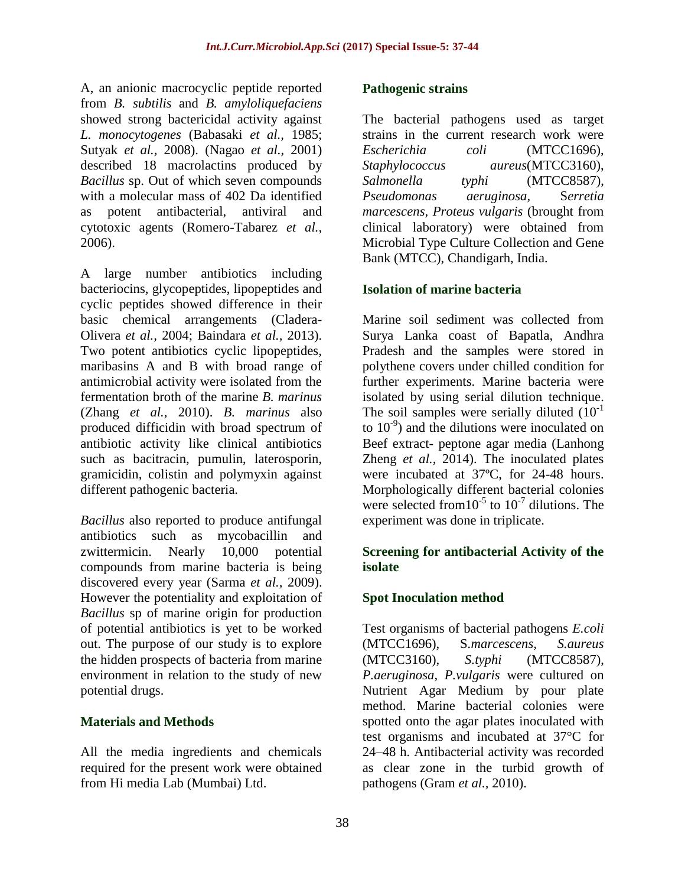A, an anionic macrocyclic peptide reported from *B. subtilis* and *B. amyloliquefaciens* showed strong bactericidal activity against *L. monocytogenes* (Babasaki *et al.,* 1985; Sutyak *et al.,* 2008). (Nagao *et al.,* 2001) described 18 macrolactins produced by *Bacillus* sp. Out of which seven compounds with a molecular mass of 402 Da identified as potent antibacterial, antiviral and cytotoxic agents (Romero-Tabarez *et al.,* 2006).

A large number antibiotics including bacteriocins, glycopeptides, lipopeptides and cyclic peptides showed difference in their basic chemical arrangements (Cladera-Olivera *et al.,* 2004; Baindara *et al.,* 2013). Two potent antibiotics cyclic lipopeptides, maribasins A and B with broad range of antimicrobial activity were isolated from the fermentation broth of the marine *B. marinus* (Zhang *et al.,* 2010). *B. marinus* also produced difficidin with broad spectrum of antibiotic activity like clinical antibiotics such as bacitracin, pumulin, laterosporin, gramicidin, colistin and polymyxin against different pathogenic bacteria.

*Bacillus* also reported to produce antifungal antibiotics such as mycobacillin and zwittermicin. Nearly 10,000 potential compounds from marine bacteria is being discovered every year (Sarma *et al.,* 2009). However the potentiality and exploitation of *Bacillus* sp of marine origin for production of potential antibiotics is yet to be worked out. The purpose of our study is to explore the hidden prospects of bacteria from marine environment in relation to the study of new potential drugs.

## Materials and Methods

All the media ingredients and chemicals required for the present work were obtained from Hi media Lab (Mumbai) Ltd.

### Pathogenic strains

The bacterial pathogens used as target strains in the current research work were *Escherichia coli* (MTCC1696), *Staphylococcus aureus*(MTCC3160), *Salmonella typhi* (MTCC8587), *Pseudomonas aeruginosa*, S*erretia marcescens*, *Proteus vulgaris* (brought from clinical laboratory) were obtained from Microbial Type Culture Collection and Gene Bank (MTCC), Chandigarh, India.

### Isolation of marine bacteria

Marine soil sediment was collected from Surya Lanka coast of Bapatla, Andhra Pradesh and the samples were stored in polythene covers under chilled condition for further experiments. Marine bacteria were isolated by using serial dilution technique. The soil samples were serially diluted ($10^{-1}$ to $10^{-9}$) and the dilutions were inoculated on Beef extract- peptone agar media (Lanhong Zheng *et al.,* 2014). The inoculated plates were incubated at 37ºC, for 24-48 hours. Morphologically different bacterial colonies were selected from$10^{-5}$ to $10^{-7}$ dilutions. The experiment was done in triplicate.

### Screening for antibacterial Activity of the isolate

### Spot Inoculation method

Test organisms of bacterial pathogens *E.coli* (MTCC1696), S*.marcescens*, *S.aureus* (MTCC3160), *S.typhi* (MTCC8587), *P.aeruginosa*, *P.vulgaris* were cultured on Nutrient Agar Medium by pour plate method. Marine bacterial colonies were spotted onto the agar plates inoculated with test organisms and incubated at 37°C for 24–48 h. Antibacterial activity was recorded as clear zone in the turbid growth of pathogens (Gram *et al.,* 2010).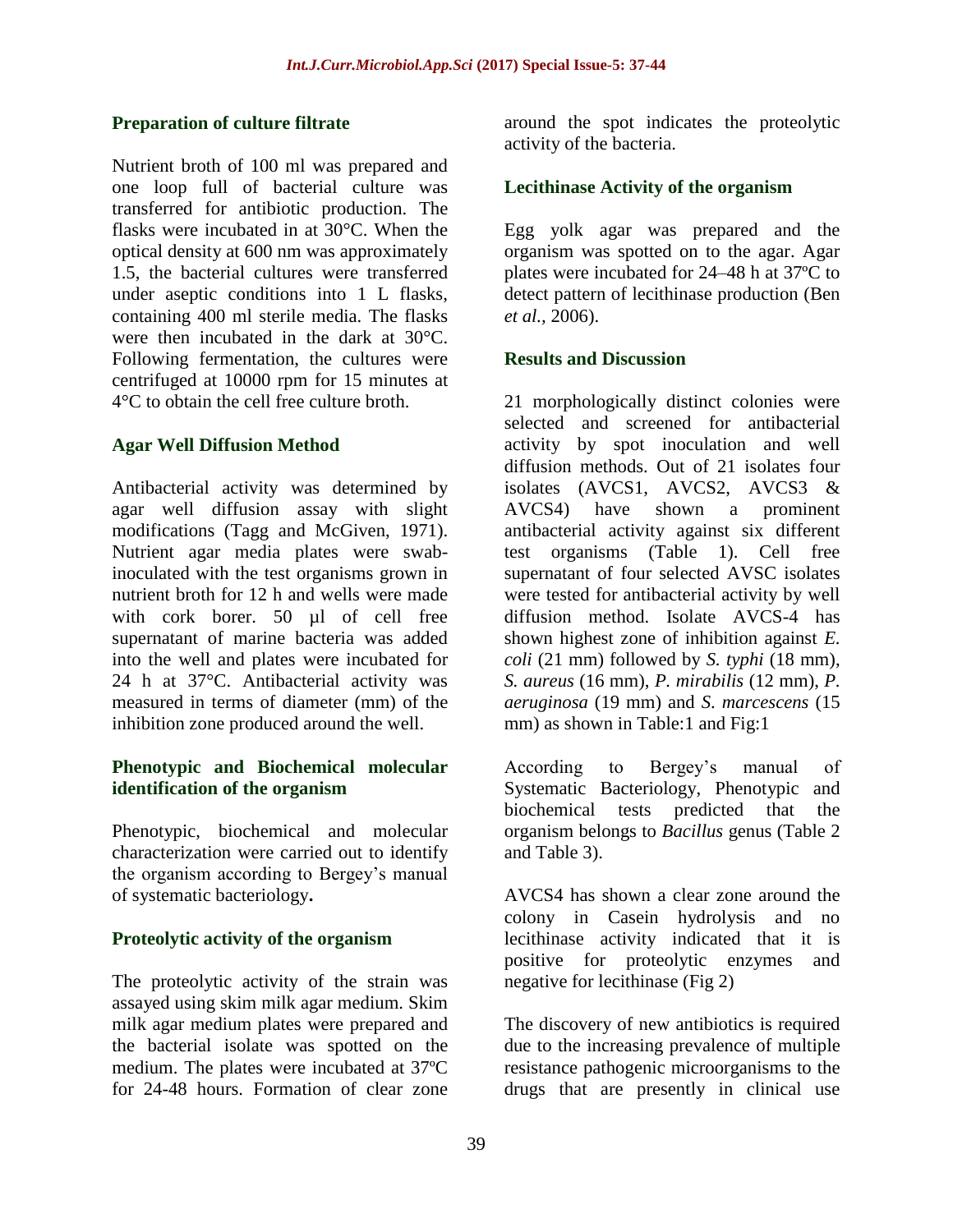### Preparation of culture filtrate

Nutrient broth of 100 ml was prepared and one loop full of bacterial culture was transferred for antibiotic production. The flasks were incubated in at 30°C. When the optical density at 600 nm was approximately 1.5, the bacterial cultures were transferred under aseptic conditions into 1 L flasks, containing 400 ml sterile media. The flasks were then incubated in the dark at 30°C. Following fermentation, the cultures were centrifuged at 10000 rpm for 15 minutes at 4°C to obtain the cell free culture broth.

### Agar Well Diffusion Method

Antibacterial activity was determined by agar well diffusion assay with slight modifications (Tagg and McGiven, 1971). Nutrient agar media plates were swab-inoculated with the test organisms grown in nutrient broth for 12 h and wells were made with cork borer. 50 µl of cell free supernatant of marine bacteria was added into the well and plates were incubated for 24 h at 37°C. Antibacterial activity was measured in terms of diameter (mm) of the inhibition zone produced around the well.

### Phenotypic and Biochemical molecular identification of the organism

Phenotypic, biochemical and molecular characterization were carried out to identify the organism according to Bergey's manual of systematic bacteriology**.**

### Proteolytic activity of the organism

The proteolytic activity of the strain was assayed using skim milk agar medium. Skim milk agar medium plates were prepared and the bacterial isolate was spotted on the medium. The plates were incubated at 37ºC for 24-48 hours. Formation of clear zone around the spot indicates the proteolytic activity of the bacteria.

### Lecithinase Activity of the organism

Egg yolk agar was prepared and the organism was spotted on to the agar. Agar plates were incubated for 24–48 h at 37ºC to detect pattern of lecithinase production (Ben *et al.*, 2006).

## Results and Discussion

21 morphologically distinct colonies were selected and screened for antibacterial activity by spot inoculation and well diffusion methods. Out of 21 isolates four isolates (AVCS1, AVCS2, AVCS3 & AVCS4) have shown a prominent antibacterial activity against six different test organisms (Table 1). Cell free supernatant of four selected AVSC isolates were tested for antibacterial activity by well diffusion method. Isolate AVCS-4 has shown highest zone of inhibition against *E. coli* (21 mm) followed by *S. typhi* (18 mm), *S. aureus* (16 mm), *P. mirabilis* (12 mm), *P. aeruginosa* (19 mm) and *S. marcescens* (15 mm) as shown in Table:1 and Fig:1

According to Bergey's manual of Systematic Bacteriology, Phenotypic and biochemical tests predicted that the organism belongs to *Bacillus* genus (Table 2 and Table 3).

AVCS4 has shown a clear zone around the colony in Casein hydrolysis and no lecithinase activity indicated that it is positive for proteolytic enzymes and negative for lecithinase (Fig 2)

The discovery of new antibiotics is required due to the increasing prevalence of multiple resistance pathogenic microorganisms to the drugs that are presently in clinical use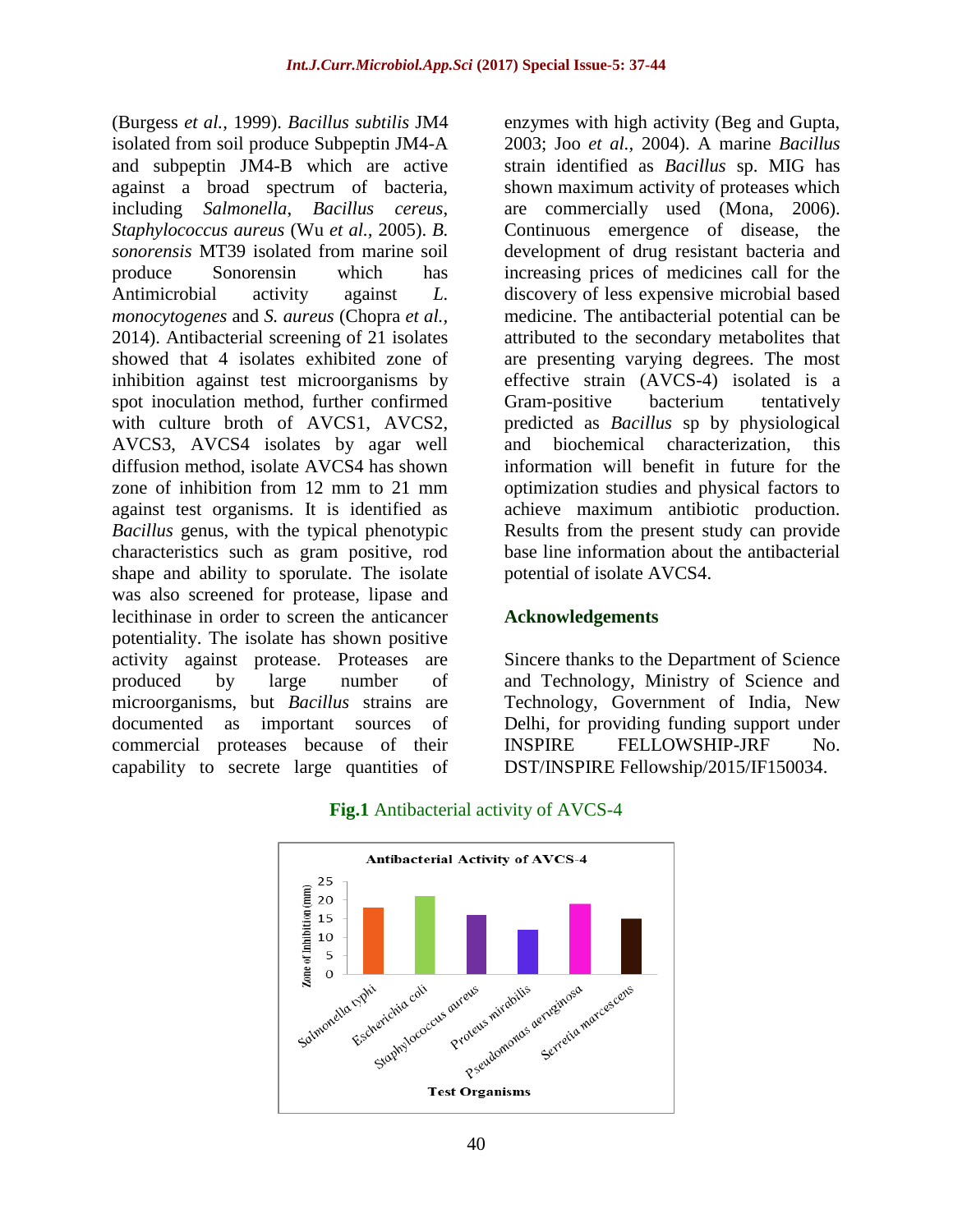(Burgess *et al.*, 1999). *Bacillus subtilis* JM4 isolated from soil produce Subpeptin JM4-A and subpeptin JM4-B which are active against a broad spectrum of bacteria, including *Salmonella*, *Bacillus cereus*, *Staphylococcus aureus* (Wu *et al.,* 2005). *B. sonorensis* MT39 isolated from marine soil produce Sonorensin which has Antimicrobial activity against *L. monocytogenes* and *S. aureus* (Chopra *et al.,* 2014). Antibacterial screening of 21 isolates showed that 4 isolates exhibited zone of inhibition against test microorganisms by spot inoculation method, further confirmed with culture broth of AVCS1, AVCS2, AVCS3, AVCS4 isolates by agar well diffusion method, isolate AVCS4 has shown zone of inhibition from 12 mm to 21 mm against test organisms. It is identified as *Bacillus* genus, with the typical phenotypic characteristics such as gram positive, rod shape and ability to sporulate. The isolate was also screened for protease, lipase and lecithinase in order to screen the anticancer potentiality. The isolate has shown positive activity against protease. Proteases are produced by large number of microorganisms, but *Bacillus* strains are documented as important sources of commercial proteases because of their capability to secrete large quantities of enzymes with high activity (Beg and Gupta, 2003; Joo *et al.*, 2004). A marine *Bacillus* strain identified as *Bacillus* sp. MIG has shown maximum activity of proteases which are commercially used (Mona, 2006). Continuous emergence of disease, the development of drug resistant bacteria and increasing prices of medicines call for the discovery of less expensive microbial based medicine. The antibacterial potential can be attributed to the secondary metabolites that are presenting varying degrees. The most effective strain (AVCS-4) isolated is a Gram-positive bacterium tentatively predicted as *Bacillus* sp by physiological and biochemical characterization, this information will benefit in future for the optimization studies and physical factors to achieve maximum antibiotic production. Results from the present study can provide base line information about the antibacterial potential of isolate AVCS4.

## Acknowledgements

Sincere thanks to the Department of Science and Technology, Ministry of Science and Technology, Government of India, New Delhi, for providing funding support under INSPIRE FELLOWSHIP-JRF No. DST/INSPIRE Fellowship/2015/IF150034.

**Fig.1** Antibacterial activity of AVCS-4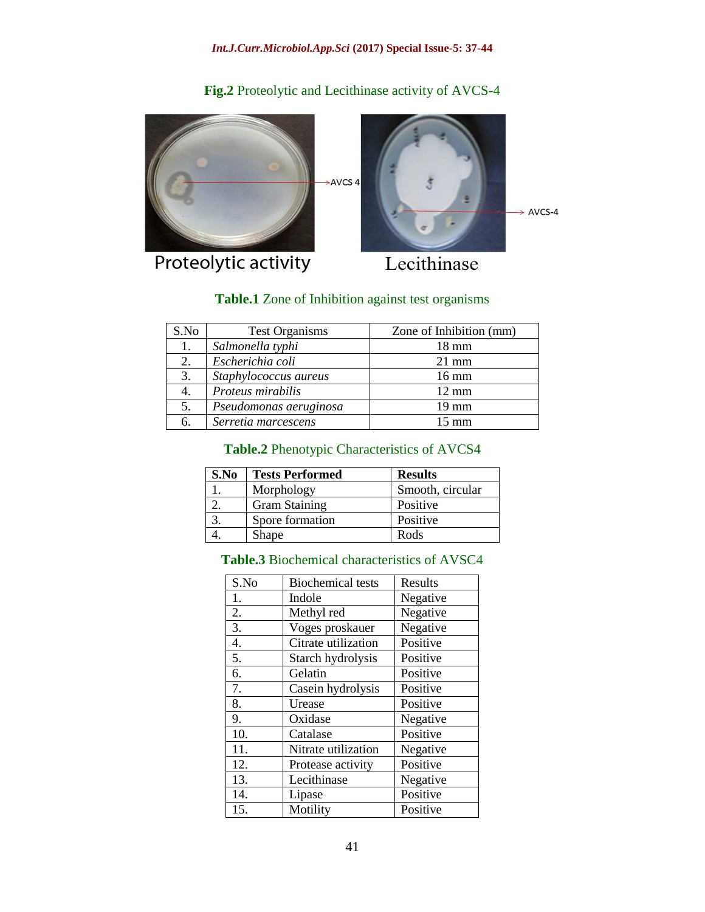**Fig.2** Proteolytic and Lecithinase activity of AVCS-4

Proteolytic activity Lecithinase

**Table.1** Zone of Inhibition against test organisms

| S.No | Test Organisms | Zone of Inhibition (mm) |
|---|---|---|
| 1. | *Salmonella typhi* | 18 mm |
| 2. | *Escherichia coli* | 21 mm |
| 3. | *Staphylococcus aureus* | 16 mm |
| 4. | *Proteus mirabilis* | 12 mm |
| 5. | *Pseudomonas aeruginosa* | 19 mm |
| 6. | *Serretia marcescens* | 15 mm |

**Table.2** Phenotypic Characteristics of AVCS4

| **S.No** | **Tests Performed** | **Results** |
|---|---|---|
| 1. | Morphology | Smooth, circular |
| 2. | Gram Staining | Positive |
| 3. | Spore formation | Positive |
| 4. | Shape | Rods |

**Table.3** Biochemical characteristics of AVSC4

| S.No | Biochemical tests | Results |
|---|---|---|
| 1. | Indole | Negative |
| 2. | Methyl red | Negative |
| 3. | Voges proskauer | Negative |
| 4. | Citrate utilization | Positive |
| 5. | Starch hydrolysis | Positive |
| 6. | Gelatin | Positive |
| 7. | Casein hydrolysis | Positive |
| 8. | Urease | Positive |
| 9. | Oxidase | Negative |
| 10. | Catalase | Positive |
| 11. | Nitrate utilization | Negative |
| 12. | Protease activity | Positive |
| 13. | Lecithinase | Negative |
| 14. | Lipase | Positive |
| 15. | Motility | Positive |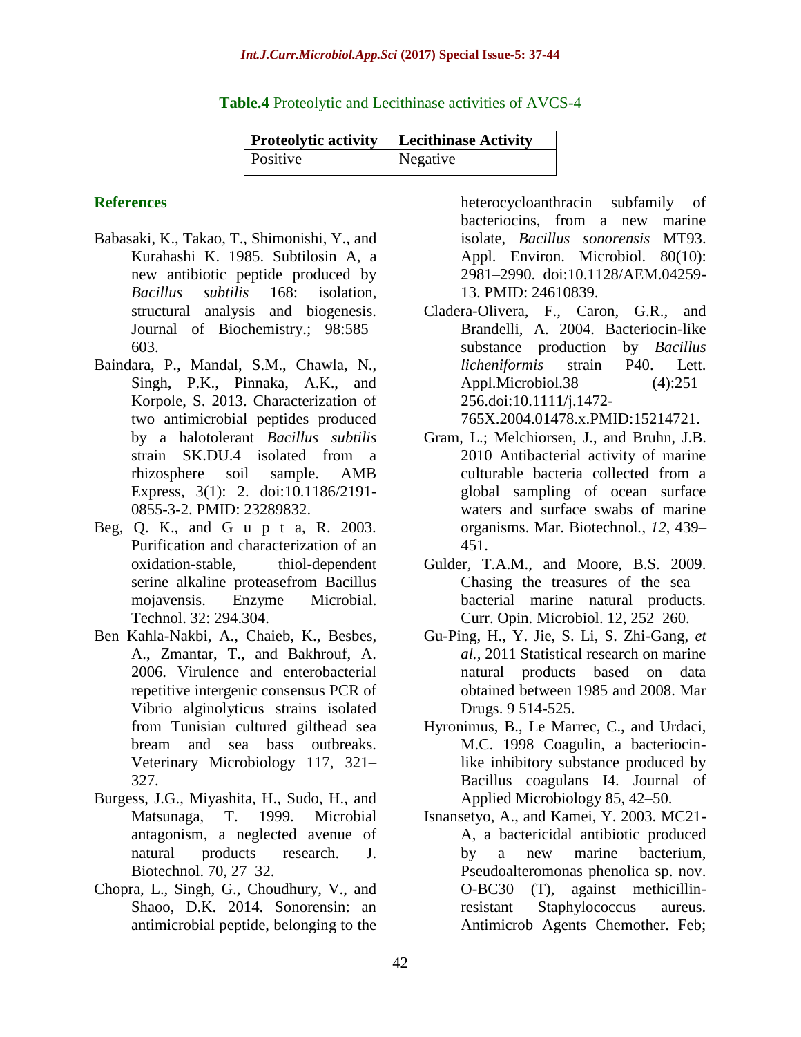**Table.4** Proteolytic and Lecithinase activities of AVCS-4

| Proteolytic activity | Lecithinase Activity |
|---|---|
| Positive | Negative |

## References

Babasaki, K., Takao, T., Shimonishi, Y., and Kurahashi K. 1985. Subtilosin A, a new antibiotic peptide produced by *Bacillus subtilis* 168: isolation, structural analysis and biogenesis. Journal of Biochemistry.; 98:585–603.

Baindara, P., Mandal, S.M., Chawla, N., Singh, P.K., Pinnaka, A.K., and Korpole, S. 2013. Characterization of two antimicrobial peptides produced by a halotolerant *Bacillus subtilis* strain SK.DU.4 isolated from a rhizosphere soil sample. AMB Express, 3(1): 2. doi:10.1186/2191-0855-3-2. PMID: 23289832.

Beg, Q. K., and G u p t a, R. 2003. Purification and characterization of an oxidation-stable, thiol-dependent serine alkaline proteasefrom Bacillus mojavensis. Enzyme Microbial. Technol. 32: 294.304.

Ben Kahla-Nakbi, A., Chaieb, K., Besbes, A., Zmantar, T., and Bakhrouf, A. 2006. Virulence and enterobacterial repetitive intergenic consensus PCR of Vibrio alginolyticus strains isolated from Tunisian cultured gilthead sea bream and sea bass outbreaks. Veterinary Microbiology 117, 321–327.

Burgess, J.G., Miyashita, H., Sudo, H., and Matsunaga, T. 1999. Microbial antagonism, a neglected avenue of natural products research. J. Biotechnol. 70, 27–32.

Chopra, L., Singh, G., Choudhury, V., and Shaoo, D.K. 2014. Sonorensin: an antimicrobial peptide, belonging to the heterocycloanthracin subfamily of bacteriocins, from a new marine isolate, *Bacillus sonorensis* MT93. Appl. Environ. Microbiol. 80(10): 2981–2990. doi:10.1128/AEM.04259-13. PMID: 24610839.

Cladera-Olivera, F., Caron, G.R., and Brandelli, A. 2004. Bacteriocin-like substance production by *Bacillus licheniformis* strain P40. Lett. Appl.Microbiol.38 (4):251–256.doi:10.1111/j.1472-765X.2004.01478.x.PMID:15214721.

Gram, L.; Melchiorsen, J., and Bruhn, J.B. 2010 Antibacterial activity of marine culturable bacteria collected from a global sampling of ocean surface waters and surface swabs of marine organisms. Mar. Biotechnol., *12*, 439–451.

Gulder, T.A.M., and Moore, B.S. 2009. Chasing the treasures of the sea—bacterial marine natural products. Curr. Opin. Microbiol. 12, 252–260.

Gu-Ping, H., Y. Jie, S. Li, S. Zhi-Gang, *et al.,* 2011 Statistical research on marine natural products based on data obtained between 1985 and 2008. Mar Drugs. 9 514-525.

Hyronimus, B., Le Marrec, C., and Urdaci, M.C. 1998 Coagulin, a bacteriocin-like inhibitory substance produced by Bacillus coagulans I4. Journal of Applied Microbiology 85, 42–50.

Isnansetyo, A., and Kamei, Y. 2003. MC21-A, a bactericidal antibiotic produced by a new marine bacterium, Pseudoalteromonas phenolica sp. nov. O-BC30 (T), against methicillin-resistant Staphylococcus aureus. Antimicrob Agents Chemother. Feb;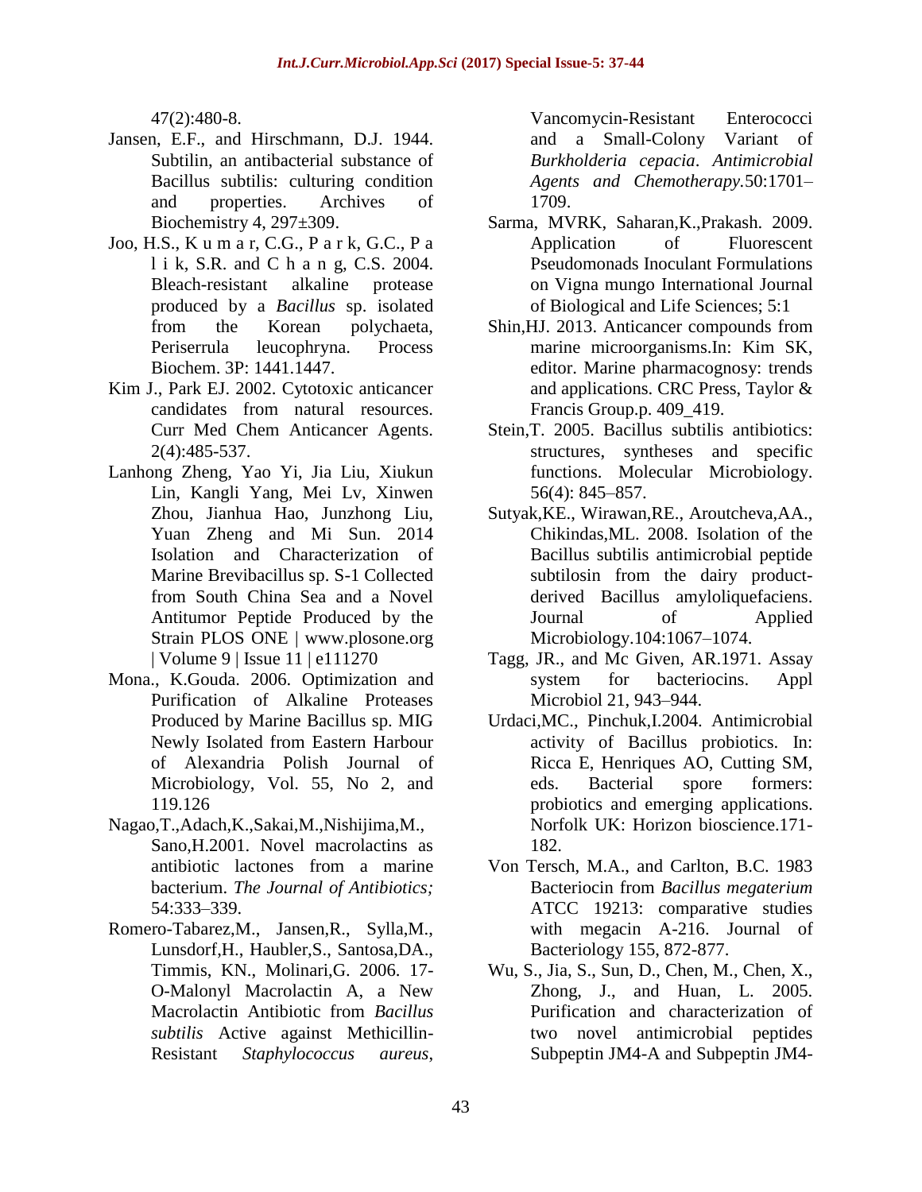47(2):480-8.

Jansen, E.F., and Hirschmann, D.J. 1944. Subtilin, an antibacterial substance of Bacillus subtilis: culturing condition and properties. Archives of Biochemistry 4, 297±309.

Joo, H.S., K u m a r, C.G., P a r k, G.C., P a l i k, S.R. and C h a n g, C.S. 2004. Bleach-resistant alkaline protease produced by a *Bacillus* sp. isolated from the Korean polychaeta, Periserrula leucophryna. Process Biochem. 3P: 1441.1447.

Kim J., Park EJ. 2002. Cytotoxic anticancer candidates from natural resources. Curr Med Chem Anticancer Agents. 2(4):485-537.

Lanhong Zheng, Yao Yi, Jia Liu, Xiukun Lin, Kangli Yang, Mei Lv, Xinwen Zhou, Jianhua Hao, Junzhong Liu, Yuan Zheng and Mi Sun. 2014 Isolation and Characterization of Marine Brevibacillus sp. S-1 Collected from South China Sea and a Novel Antitumor Peptide Produced by the Strain PLOS ONE | www.plosone.org | Volume 9 | Issue 11 | e111270

Mona., K.Gouda. 2006. Optimization and Purification of Alkaline Proteases Produced by Marine Bacillus sp. MIG Newly Isolated from Eastern Harbour of Alexandria Polish Journal of Microbiology, Vol. 55, No 2, and 119.126

Nagao,T.,Adach,K.,Sakai,M.,Nishijima,M., Sano,H.2001. Novel macrolactins as antibiotic lactones from a marine bacterium. *The Journal of Antibiotics;* 54:333–339.

Romero-Tabarez,M., Jansen,R., Sylla,M., Lunsdorf,H., Haubler,S., Santosa,DA., Timmis, KN., Molinari,G. 2006. 17-O-Malonyl Macrolactin A, a New Macrolactin Antibiotic from *Bacillus subtilis* Active against Methicillin-Resistant *Staphylococcus aureus*, Vancomycin-Resistant Enterococci and a Small-Colony Variant of *Burkholderia cepacia*. *Antimicrobial Agents and Chemotherapy.*50:1701–1709.

Sarma, MVRK, Saharan,K.,Prakash. 2009. Application of Fluorescent Pseudomonads Inoculant Formulations on Vigna mungo International Journal of Biological and Life Sciences; 5:1

Shin,HJ. 2013. Anticancer compounds from marine microorganisms.In: Kim SK, editor. Marine pharmacognosy: trends and applications. CRC Press, Taylor & Francis Group.p. 409_419.

Stein,T. 2005. Bacillus subtilis antibiotics: structures, syntheses and specific functions. Molecular Microbiology. 56(4): 845–857.

Sutyak,KE., Wirawan,RE., Aroutcheva,AA., Chikindas,ML. 2008. Isolation of the Bacillus subtilis antimicrobial peptide subtilosin from the dairy product-derived Bacillus amyloliquefaciens. Journal of Applied Microbiology.104:1067–1074.

Tagg, JR., and Mc Given, AR.1971. Assay system for bacteriocins. Appl Microbiol 21, 943–944.

Urdaci,MC., Pinchuk,I.2004. Antimicrobial activity of Bacillus probiotics. In: Ricca E, Henriques AO, Cutting SM, eds. Bacterial spore formers: probiotics and emerging applications. Norfolk UK: Horizon bioscience.171-182.

Von Tersch, M.A., and Carlton, B.C. 1983 Bacteriocin from *Bacillus megaterium* ATCC 19213: comparative studies with megacin A-216. Journal of Bacteriology 155, 872-877.

Wu, S., Jia, S., Sun, D., Chen, M., Chen, X., Zhong, J., and Huan, L. 2005. Purification and characterization of two novel antimicrobial peptides Subpeptin JM4-A and Subpeptin JM4-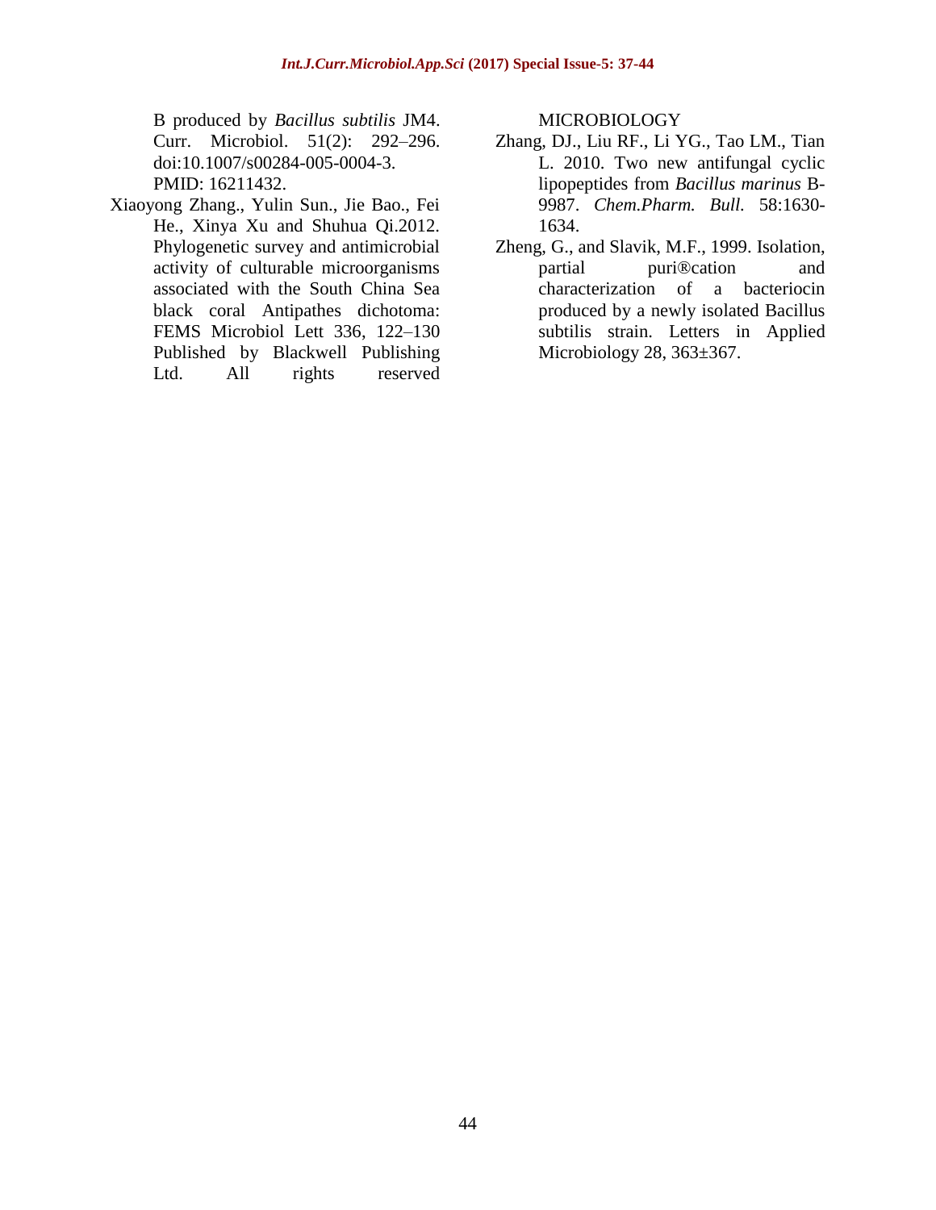B produced by *Bacillus subtilis* JM4. Curr. Microbiol. 51(2): 292–296. doi:10.1007/s00284-005-0004-3. PMID: 16211432.

Xiaoyong Zhang., Yulin Sun., Jie Bao., Fei He., Xinya Xu and Shuhua Qi.2012. Phylogenetic survey and antimicrobial activity of culturable microorganisms associated with the South China Sea black coral Antipathes dichotoma: FEMS Microbiol Lett 336, 122–130 Published by Blackwell Publishing Ltd. All rights reserved MICROBIOLOGY

Zhang, DJ., Liu RF., Li YG., Tao LM., Tian L. 2010. Two new antifungal cyclic lipopeptides from *Bacillus marinus* B-9987. *Chem.Pharm. Bull.* 58:1630-1634.

Zheng, G., and Slavik, M.F., 1999. Isolation, partial puri®cation and characterization of a bacteriocin produced by a newly isolated Bacillus subtilis strain. Letters in Applied Microbiology 28, 363±367.